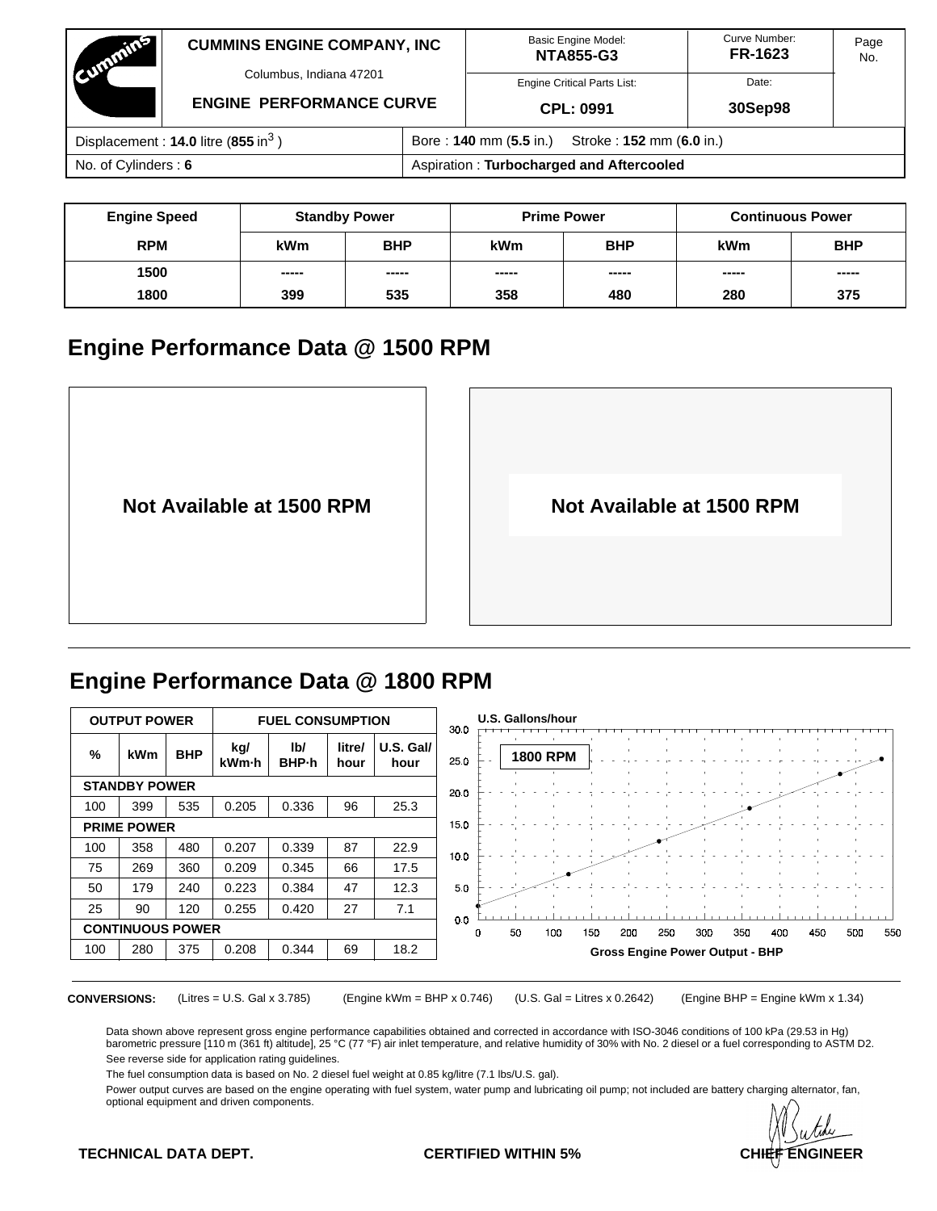| CUMMINS ENGINE COMPANY, INC<br>Columbus, Indiana 47201<br>ENGINE PERFORMANCE CURVE | Basic Engine Model: **NTA855-G3** | Curve Number: **FR-1623** | Page No. |
|---|---|---|---|
| | Engine Critical Parts List: **CPL: 0991** | Date: **30Sep98** | |

| | |
|---|---|
| Displacement : **14.0** litre (**855** in$^3$ ) | Bore : **140** mm (**5.5** in.) Stroke : **152** mm (**6.0** in.) |
| No. of Cylinders : **6** | Aspiration : **Turbocharged and Aftercooled** |

| Engine Speed | Standby Power | | Prime Power | | Continuous Power | |
|---|---|---|---|---|---|---|
| RPM | kWm | BHP | kWm | BHP | kWm | BHP |
| 1500 | ----- | ----- | ----- | ----- | ----- | ----- |
| 1800 | 399 | 535 | 358 | 480 | 280 | 375 |

## Engine Performance Data @ 1500 RPM

**Not Available at 1500 RPM**

**Not Available at 1500 RPM**

## Engine Performance Data @ 1800 RPM

| OUTPUT POWER | | | FUEL CONSUMPTION | | | |
|---|---|---|---|---|---|---|
| % | kWm | BHP | kg/ kWm·h | lb/ BHP·h | litre/ hour | U.S. Gal/ hour |
| **STANDBY POWER** | | | | | | |
| 100 | 399 | 535 | 0.205 | 0.336 | 96 | 25.3 |
| **PRIME POWER** | | | | | | |
| 100 | 358 | 480 | 0.207 | 0.339 | 87 | 22.9 |
| 75 | 269 | 360 | 0.209 | 0.345 | 66 | 17.5 |
| 50 | 179 | 240 | 0.223 | 0.384 | 47 | 12.3 |
| 25 | 90 | 120 | 0.255 | 0.420 | 27 | 7.1 |
| **CONTINUOUS POWER** | | | | | | |
| 100 | 280 | 375 | 0.208 | 0.344 | 69 | 18.2 |

U.S. Gallons/hour — 1800 RPM — Gross Engine Power Output - BHP

**CONVERSIONS:** (Litres = U.S. Gal x 3.785) (Engine kWm = BHP x 0.746) (U.S. Gal = Litres x 0.2642) (Engine BHP = Engine kWm x 1.34)

Data shown above represent gross engine performance capabilities obtained and corrected in accordance with ISO-3046 conditions of 100 kPa (29.53 in Hg) barometric pressure [110 m (361 ft) altitude], 25 °C (77 °F) air inlet temperature, and relative humidity of 30% with No. 2 diesel or a fuel corresponding to ASTM D2.

See reverse side for application rating guidelines.

The fuel consumption data is based on No. 2 diesel fuel weight at 0.85 kg/litre (7.1 lbs/U.S. gal).

Power output curves are based on the engine operating with fuel system, water pump and lubricating oil pump; not included are battery charging alternator, fan, optional equipment and driven components.

**TECHNICAL DATA DEPT.** **CERTIFIED WITHIN 5%** **CHIEF ENGINEER**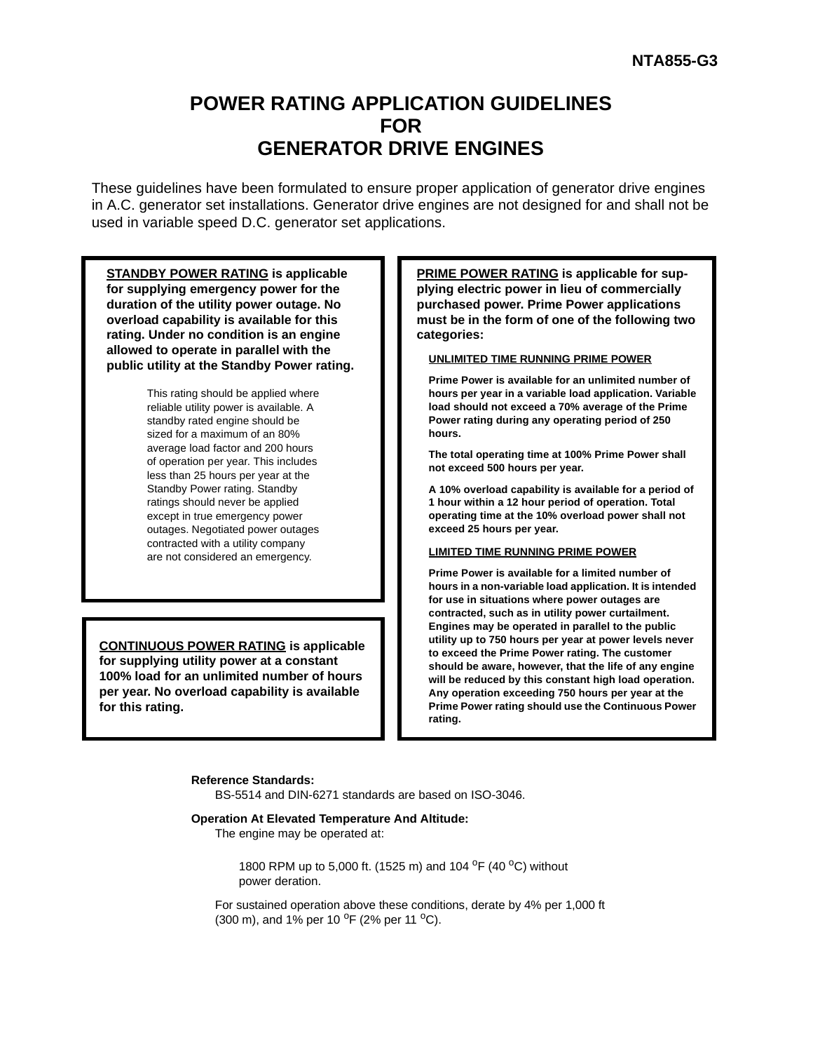NTA855-G3

# POWER RATING APPLICATION GUIDELINES FOR GENERATOR DRIVE ENGINES

These guidelines have been formulated to ensure proper application of generator drive engines in A.C. generator set installations. Generator drive engines are not designed for and shall not be used in variable speed D.C. generator set applications.

**STANDBY POWER RATING is applicable for supplying emergency power for the duration of the utility power outage. No overload capability is available for this rating. Under no condition is an engine allowed to operate in parallel with the public utility at the Standby Power rating.**

This rating should be applied where reliable utility power is available. A standby rated engine should be sized for a maximum of an 80% average load factor and 200 hours of operation per year. This includes less than 25 hours per year at the Standby Power rating. Standby ratings should never be applied except in true emergency power outages. Negotiated power outages contracted with a utility company are not considered an emergency.

**CONTINUOUS POWER RATING is applicable for supplying utility power at a constant 100% load for an unlimited number of hours per year. No overload capability is available for this rating.**

**PRIME POWER RATING is applicable for supplying electric power in lieu of commercially purchased power. Prime Power applications must be in the form of one of the following two categories:**

**UNLIMITED TIME RUNNING PRIME POWER**

**Prime Power is available for an unlimited number of hours per year in a variable load application. Variable load should not exceed a 70% average of the Prime Power rating during any operating period of 250 hours.**

**The total operating time at 100% Prime Power shall not exceed 500 hours per year.**

**A 10% overload capability is available for a period of 1 hour within a 12 hour period of operation. Total operating time at the 10% overload power shall not exceed 25 hours per year.**

**LIMITED TIME RUNNING PRIME POWER**

**Prime Power is available for a limited number of hours in a non-variable load application. It is intended for use in situations where power outages are contracted, such as in utility power curtailment. Engines may be operated in parallel to the public utility up to 750 hours per year at power levels never to exceed the Prime Power rating. The customer should be aware, however, that the life of any engine will be reduced by this constant high load operation. Any operation exceeding 750 hours per year at the Prime Power rating should use the Continuous Power rating.**

**Reference Standards:**

BS-5514 and DIN-6271 standards are based on ISO-3046.

**Operation At Elevated Temperature And Altitude:**

The engine may be operated at:

1800 RPM up to 5,000 ft. (1525 m) and 104 °F (40 °C) without power deration.

For sustained operation above these conditions, derate by 4% per 1,000 ft (300 m), and 1% per 10 °F (2% per 11 °C).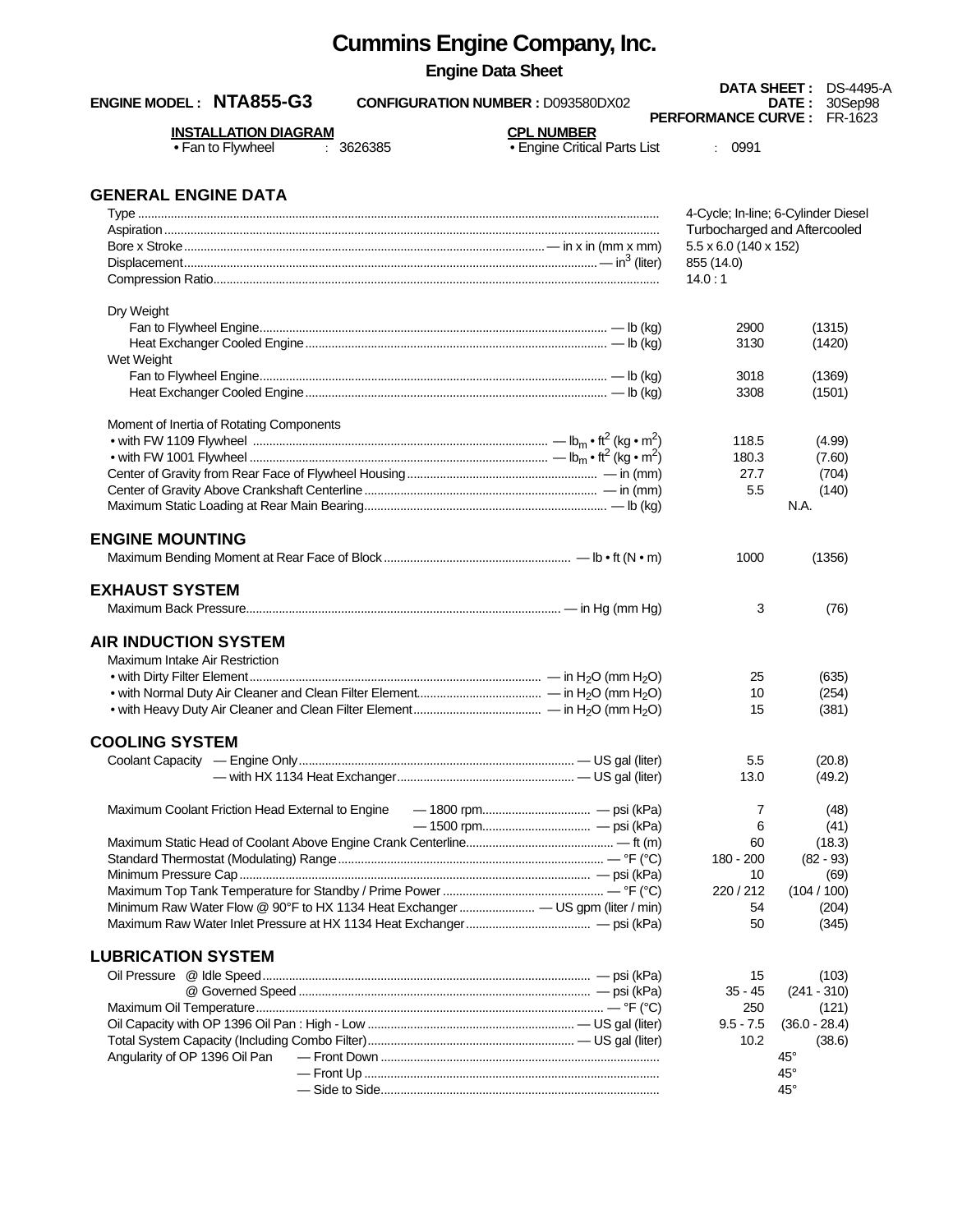# Cummins Engine Company, Inc.

**Engine Data Sheet**

**ENGINE MODEL : NTA855-G3** **CONFIGURATION NUMBER :** D093580DX02

**DATA SHEET :** DS-4495-A
**DATE :** 30Sep98
**PERFORMANCE CURVE :** FR-1623

**INSTALLATION DIAGRAM**
- Fan to Flywheel : 3626385

**CPL NUMBER**
- Engine Critical Parts List : 0991

## GENERAL ENGINE DATA

| | | |
|---|---|---|
| Type | 4-Cycle; In-line; 6-Cylinder Diesel | |
| Aspiration | Turbocharged and Aftercooled | |
| Bore x Stroke — in x in (mm x mm) | 5.5 x 6.0 (140 x 152) | |
| Displacement — $in^3$ (liter) | 855 (14.0) | |
| Compression Ratio | 14.0 : 1 | |
| **Dry Weight** | | |
| Fan to Flywheel Engine — lb (kg) | 2900 | (1315) |
| Heat Exchanger Cooled Engine — lb (kg) | 3130 | (1420) |
| **Wet Weight** | | |
| Fan to Flywheel Engine — lb (kg) | 3018 | (1369) |
| Heat Exchanger Cooled Engine — lb (kg) | 3308 | (1501) |
| **Moment of Inertia of Rotating Components** | | |
| • with FW 1109 Flywheel — $lb_m \cdot ft^2$ ($kg \cdot m^2$) | 118.5 | (4.99) |
| • with FW 1001 Flywheel — $lb_m \cdot ft^2$ ($kg \cdot m^2$) | 180.3 | (7.60) |
| Center of Gravity from Rear Face of Flywheel Housing — in (mm) | 27.7 | (704) |
| Center of Gravity Above Crankshaft Centerline — in (mm) | 5.5 | (140) |
| Maximum Static Loading at Rear Main Bearing — lb (kg) | N.A. | |

## ENGINE MOUNTING

| | | |
|---|---|---|
| Maximum Bending Moment at Rear Face of Block — lb • ft (N • m) | 1000 | (1356) |

## EXHAUST SYSTEM

| | | |
|---|---|---|
| Maximum Back Pressure — in Hg (mm Hg) | 3 | (76) |

## AIR INDUCTION SYSTEM

| | | |
|---|---|---|
| **Maximum Intake Air Restriction** | | |
| • with Dirty Filter Element — in $H_2O$ (mm $H_2O$) | 25 | (635) |
| • with Normal Duty Air Cleaner and Clean Filter Element — in $H_2O$ (mm $H_2O$) | 10 | (254) |
| • with Heavy Duty Air Cleaner and Clean Filter Element — in $H_2O$ (mm $H_2O$) | 15 | (381) |

## COOLING SYSTEM

| | | |
|---|---|---|
| Coolant Capacity — Engine Only — US gal (liter) | 5.5 | (20.8) |
| Coolant Capacity — with HX 1134 Heat Exchanger — US gal (liter) | 13.0 | (49.2) |
| Maximum Coolant Friction Head External to Engine — 1800 rpm — psi (kPa) | 7 | (48) |
| Maximum Coolant Friction Head External to Engine — 1500 rpm — psi (kPa) | 6 | (41) |
| Maximum Static Head of Coolant Above Engine Crank Centerline — ft (m) | 60 | (18.3) |
| Standard Thermostat (Modulating) Range — °F (°C) | 180 - 200 | (82 - 93) |
| Minimum Pressure Cap — psi (kPa) | 10 | (69) |
| Maximum Top Tank Temperature for Standby / Prime Power — °F (°C) | 220 / 212 | (104 / 100) |
| Minimum Raw Water Flow @ 90°F to HX 1134 Heat Exchanger — US gpm (liter / min) | 54 | (204) |
| Maximum Raw Water Inlet Pressure at HX 1134 Heat Exchanger — psi (kPa) | 50 | (345) |

## LUBRICATION SYSTEM

| | | |
|---|---|---|
| Oil Pressure @ Idle Speed — psi (kPa) | 15 | (103) |
| Oil Pressure @ Governed Speed — psi (kPa) | 35 - 45 | (241 - 310) |
| Maximum Oil Temperature — °F (°C) | 250 | (121) |
| Oil Capacity with OP 1396 Oil Pan : High - Low — US gal (liter) | 9.5 - 7.5 | (36.0 - 28.4) |
| Total System Capacity (Including Combo Filter) — US gal (liter) | 10.2 | (38.6) |
| Angularity of OP 1396 Oil Pan — Front Down | 45° | |
| Angularity of OP 1396 Oil Pan — Front Up | 45° | |
| Angularity of OP 1396 Oil Pan — Side to Side | 45° | |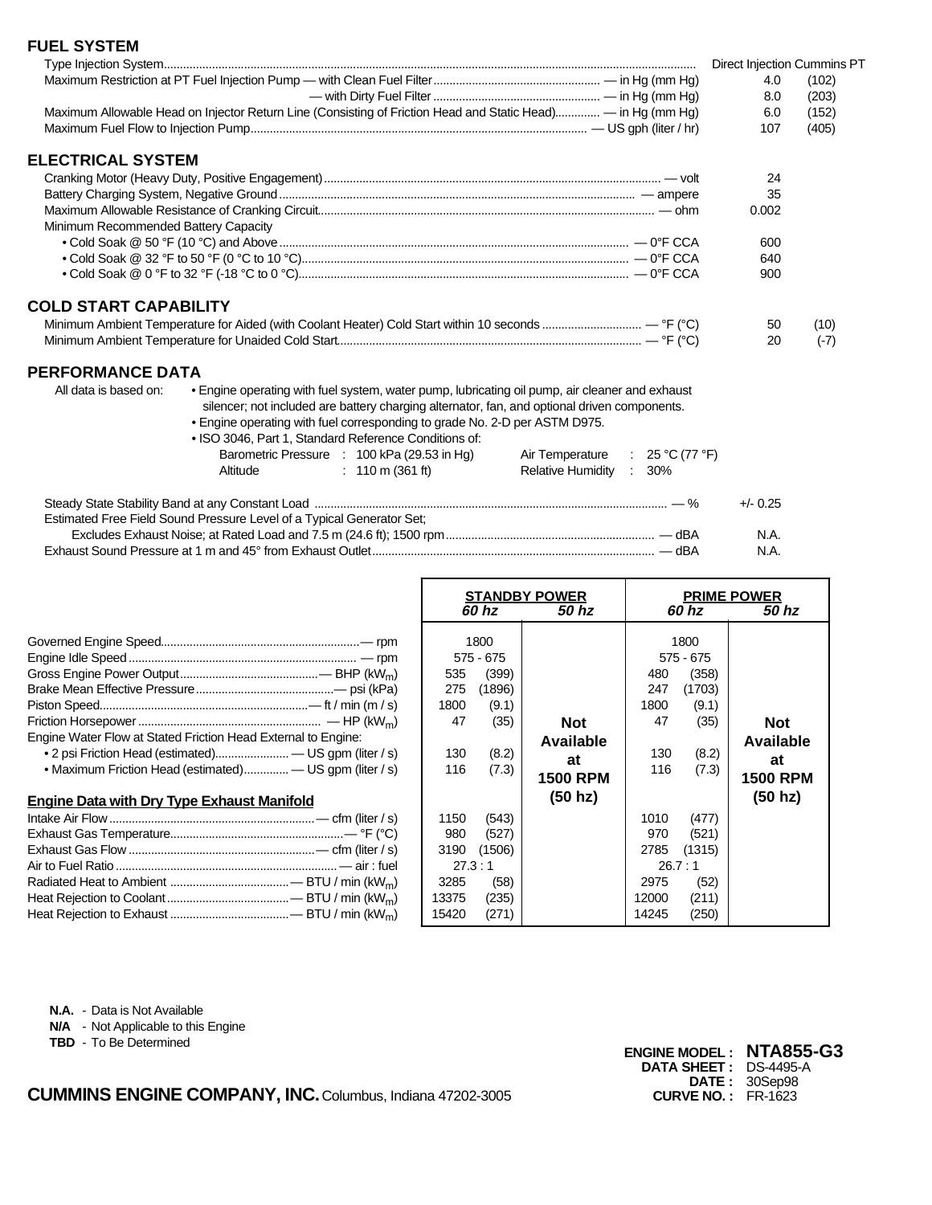## FUEL SYSTEM

| | | |
|---|---|---|
| Type Injection System | Direct Injection Cummins PT | |
| Maximum Restriction at PT Fuel Injection Pump — with Clean Fuel Filter — in Hg (mm Hg) | 4.0 | (102) |
| — with Dirty Fuel Filter — in Hg (mm Hg) | 8.0 | (203) |
| Maximum Allowable Head on Injector Return Line (Consisting of Friction Head and Static Head) — in Hg (mm Hg) | 6.0 | (152) |
| Maximum Fuel Flow to Injection Pump — US gph (liter / hr) | 107 | (405) |

## ELECTRICAL SYSTEM

| | | |
|---|---|---|
| Cranking Motor (Heavy Duty, Positive Engagement) — volt | 24 | |
| Battery Charging System, Negative Ground — ampere | 35 | |
| Maximum Allowable Resistance of Cranking Circuit — ohm | 0.002 | |
| Minimum Recommended Battery Capacity | | |
| • Cold Soak @ 50 °F (10 °C) and Above — 0°F CCA | 600 | |
| • Cold Soak @ 32 °F to 50 °F (0 °C to 10 °C) — 0°F CCA | 640 | |
| • Cold Soak @ 0 °F to 32 °F (-18 °C to 0 °C) — 0°F CCA | 900 | |

## COLD START CAPABILITY

| | | |
|---|---|---|
| Minimum Ambient Temperature for Aided (with Coolant Heater) Cold Start within 10 seconds — °F (°C) | 50 | (10) |
| Minimum Ambient Temperature for Unaided Cold Start — °F (°C) | 20 | (-7) |

## PERFORMANCE DATA

All data is based on:

- Engine operating with fuel system, water pump, lubricating oil pump, air cleaner and exhaust silencer; not included are battery charging alternator, fan, and optional driven components.
- Engine operating with fuel corresponding to grade No. 2-D per ASTM D975.
- ISO 3046, Part 1, Standard Reference Conditions of:
  - Barometric Pressure : 100 kPa (29.53 in Hg) — Air Temperature : 25 °C (77 °F)
  - Altitude : 110 m (361 ft) — Relative Humidity : 30%

| | |
|---|---|
| Steady State Stability Band at any Constant Load — % | +/- 0.25 |
| Estimated Free Field Sound Pressure Level of a Typical Generator Set; Excludes Exhaust Noise; at Rated Load and 7.5 m (24.6 ft); 1500 rpm — dBA | N.A. |
| Exhaust Sound Pressure at 1 m and 45° from Exhaust Outlet — dBA | N.A. |

| | STANDBY POWER | | | PRIME POWER | | |
|---|---|---|---|---|---|---|
| | 60 hz | | 50 hz | 60 hz | | 50 hz |
| Governed Engine Speed — rpm | 1800 | | Not Available at 1500 RPM (50 hz) | 1800 | | Not Available at 1500 RPM (50 hz) |
| Engine Idle Speed — rpm | 575 - 675 | | | 575 - 675 | | |
| Gross Engine Power Output — BHP ($kW_m$) | 535 | (399) | | 480 | (358) | |
| Brake Mean Effective Pressure — psi (kPa) | 275 | (1896) | | 247 | (1703) | |
| Piston Speed — ft / min (m / s) | 1800 | (9.1) | | 1800 | (9.1) | |
| Friction Horsepower — HP ($kW_m$) | 47 | (35) | | 47 | (35) | |
| Engine Water Flow at Stated Friction Head External to Engine: | | | | | | |
| • 2 psi Friction Head (estimated) — US gpm (liter / s) | 130 | (8.2) | | 130 | (8.2) | |
| • Maximum Friction Head (estimated) — US gpm (liter / s) | 116 | (7.3) | | 116 | (7.3) | |
| **Engine Data with Dry Type Exhaust Manifold** | | | | | | |
| Intake Air Flow — cfm (liter / s) | 1150 | (543) | | 1010 | (477) | |
| Exhaust Gas Temperature — °F (°C) | 980 | (527) | | 970 | (521) | |
| Exhaust Gas Flow — cfm (liter / s) | 3190 | (1506) | | 2785 | (1315) | |
| Air to Fuel Ratio — air : fuel | 27.3 : 1 | | | 26.7 : 1 | | |
| Radiated Heat to Ambient — BTU / min ($kW_m$) | 3285 | (58) | | 2975 | (52) | |
| Heat Rejection to Coolant — BTU / min ($kW_m$) | 13375 | (235) | | 12000 | (211) | |
| Heat Rejection to Exhaust — BTU / min ($kW_m$) | 15420 | (271) | | 14245 | (250) | |

**N.A.** - Data is Not Available
**N/A** - Not Applicable to this Engine
**TBD** - To Be Determined

**CUMMINS ENGINE COMPANY, INC.** Columbus, Indiana 47202-3005

**ENGINE MODEL : NTA855-G3**
**DATA SHEET :** DS-4495-A
**DATE :** 30Sep98
**CURVE NO. :** FR-1623